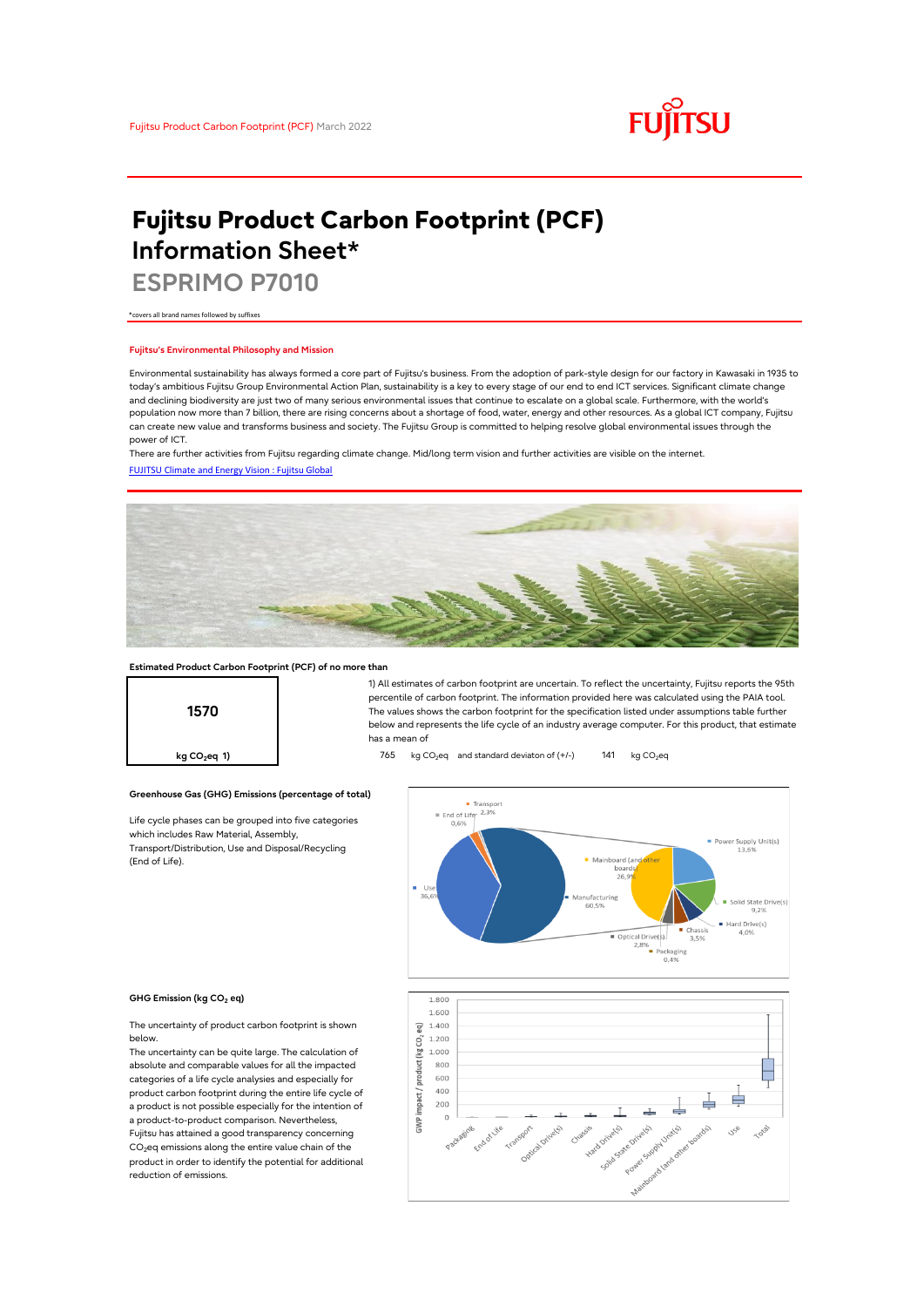Fujitsu Product Carbon Footprint (PCF) March 2022

# Fujitsu Product Carbon Footprint (PCF) Information Sheet*

## ESPRIMO P7010

*covers all brand names followed by suffixes

### Fujitsu's Environmental Philosophy and Mission

Environmental sustainability has always formed a core part of Fujitsu's business. From the adoption of park-style design for our factory in Kawasaki in 1935 to today's ambitious Fujitsu Group Environmental Action Plan, sustainability is a key to every stage of our end to end ICT services. Significant climate change and declining biodiversity are just two of many serious environmental issues that continue to escalate on a global scale. Furthermore, with the world's population now more than 7 billion, there are rising concerns about a shortage of food, water, energy and other resources. As a global ICT company, Fujitsu can create new value and transforms business and society. The Fujitsu Group is committed to helping resolve global environmental issues through the power of ICT.

There are further activities from Fujitsu regarding climate change. Mid/long term vision and further activities are visible on the internet.

[FUJITSU Climate and Energy Vision : Fujitsu Global]

### Estimated Product Carbon Footprint (PCF) of no more than

**1570**

kg $CO_2$eq 1)

1) All estimates of carbon footprint are uncertain. To reflect the uncertainty, Fujitsu reports the 95th percentile of carbon footprint. The information provided here was calculated using the PAIA tool. The values shows the carbon footprint for the specification listed under assumptions table further below and represents the life cycle of an industry average computer. For this product, that estimate has a mean of

765 kg $CO_2$eq and standard deviaton of (+/-) 141 kg $CO_2$eq

### Greenhouse Gas (GHG) Emissions (percentage of total)

Life cycle phases can be grouped into five categories which includes Raw Material, Assembly, Transport/Distribution, Use and Disposal/Recycling (End of Life).

| Phase | Share |
|---|---|
| Transport | 2,3% |
| End of Life | 0,6% |
| Use | 36,6% |
| Manufacturing | 60,5% |
| Mainboard (and other boards) | 26,9% |
| Power Supply Unit(s) | 13,6% |
| Solid State Drive(s) | 9,2% |
| Hard Drive(s) | 4,0% |
| Chassis | 3,5% |
| Optical Drive(s) | 2,8% |
| Packaging | 0,4% |

### GHG Emission (kg $CO_2$ eq)

The uncertainty of product carbon footprint is shown below.

The uncertainty can be quite large. The calculation of absolute and comparable values for all the impacted categories of a life cycle analysies and especially for product carbon footprint during the entire life cycle of a product is not possible especially for the intention of a product-to-product comparison. Nevertheless, Fujitsu has attained a good transparency concerning $CO_2$eq emissions along the entire value chain of the product in order to identify the potential for additional reduction of emissions.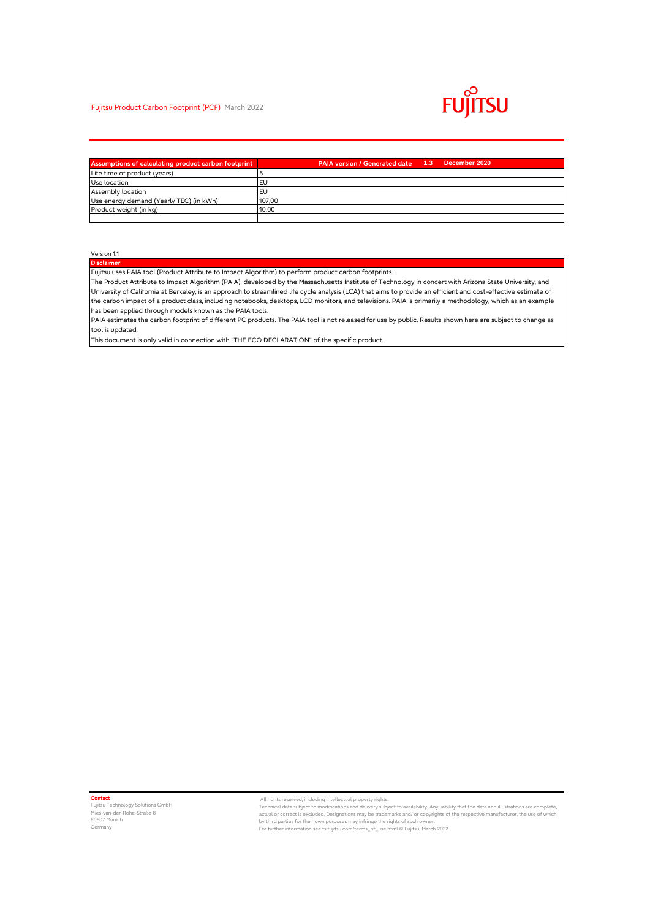Fujitsu Product Carbon Footprint (PCF) March 2022

| Assumptions of calculating product carbon footprint | PAIA version / Generated date 1.3 December 2020 |
| --- | --- |
| Life time of product (years) | 5 |
| Use location | EU |
| Assembly location | EU |
| Use energy demand (Yearly TEC) (in kWh) | 107,00 |
| Product weight (in kg) | 10,00 |
| | |

Version 1.1

**Disclaimer**

Fujitsu uses PAIA tool (Product Attribute to Impact Algorithm) to perform product carbon footprints.

The Product Attribute to Impact Algorithm (PAIA), developed by the Massachusetts Institute of Technology in concert with Arizona State University, and University of California at Berkeley, is an approach to streamlined life cycle analysis (LCA) that aims to provide an efficient and cost-effective estimate of the carbon impact of a product class, including notebooks, desktops, LCD monitors, and televisions. PAIA is primarily a methodology, which as an example has been applied through models known as the PAIA tools.

PAIA estimates the carbon footprint of different PC products. The PAIA tool is not released for use by public. Results shown here are subject to change as tool is updated.

This document is only valid in connection with "THE ECO DECLARATION" of the specific product.

**Contact**
Fujitsu Technology Solutions GmbH
Mies-van-der-Rohe-Straße 8
80807 Munich
Germany

All rights reserved, including intellectual property rights.
Technical data subject to modifications and delivery subject to availability. Any liability that the data and illustrations are complete, actual or correct is excluded. Designations may be trademarks and/ or copyrights of the respective manufacturer, the use of which by third parties for their own purposes may infringe the rights of such owner.
For further information see ts.fujitsu.com/terms_of_use.html © Fujitsu, March 2022